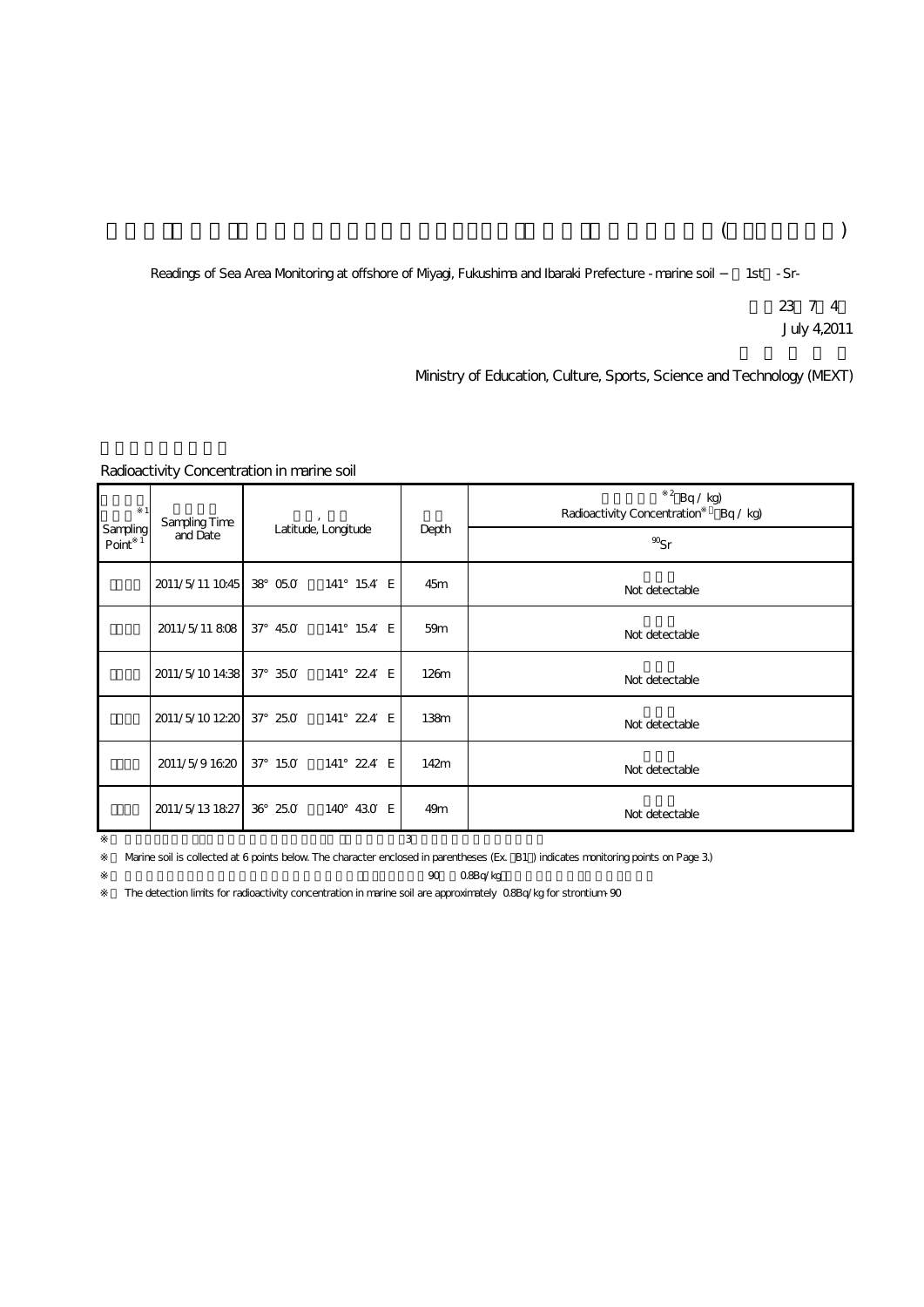Readings of Sea Area Monitoring at offshore of Miyagi, Fukushima and Ibaraki Prefecture - marine soil − 1st - Sr-

July 4,2011

Ministry of Education, Culture, Sports, Science and Technology (MEXT)

Radioactivity Concentration in marine soil

| Sampling Point※1 | Sampling Time and Date | Latitude, Longitude | Depth | Radioactivity Concentration※2 (Bq / kg) |
|---|---|---|---|---|
| | | | | $^{90}Sr$ |
| | 2011/5/11 10:45 | 38° 05.0′ 141° 15.4′ E | 45m | Not detectable |
| | 2011/5/11 8:08 | 37° 45.0′ 141° 15.4′ E | 59m | Not detectable |
| | 2011/5/10 14:38 | 37° 35.0′ 141° 22.4′ E | 126m | Not detectable |
| | 2011/5/10 12:20 | 37° 25.0′ 141° 22.4′ E | 138m | Not detectable |
| | 2011/5/9 16:20 | 37° 15.0′ 141° 22.4′ E | 142m | Not detectable |
| | 2011/5/13 18:27 | 36° 25.0′ 140° 43.0′ E | 49m | Not detectable |

※ Marine soil is collected at 6 points below. The character enclosed in parentheses (Ex. B1) indicates monitoring points on Page 3.)

※ The detection limits for radioactivity concentration in marine soil are approximately 0.8Bq/kg for strontium-90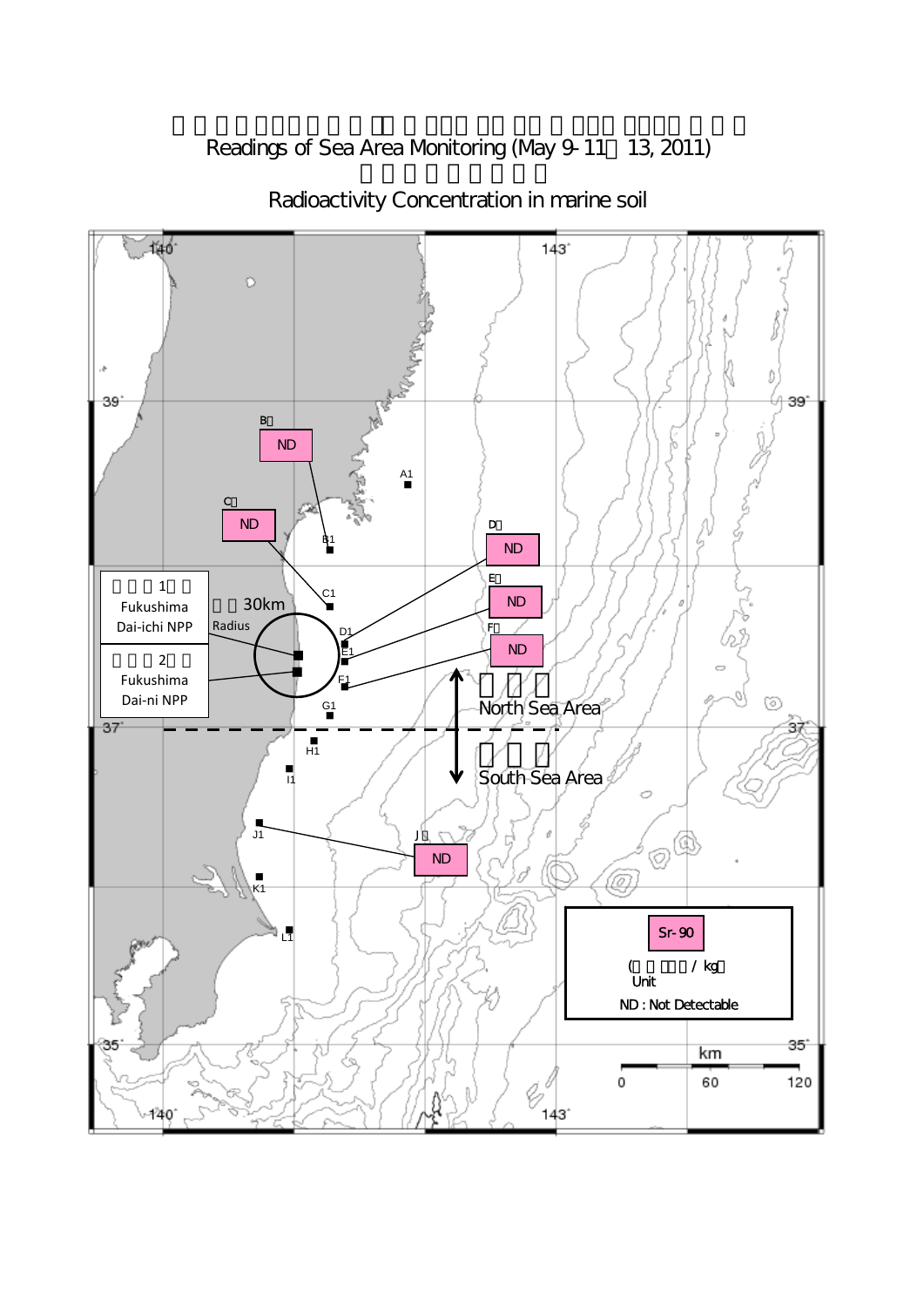# Readings of Sea Area Monitoring (May 9-11, 13, 2011)

## Radioactivity Concentration in marine soil

140°
143°
39°
37°
35°

B1: ND
C1: ND
D1: ND
E1: ND
F1: ND
J1: ND

A1
G1
H1
I1
K1
L1

Fukushima Dai-ichi NPP
Fukushima Dai-ni NPP
30km Radius

North Sea Area
South Sea Area

Sr-90
Unit: Bq/kg
ND : Not Detectable

km
0 60 120